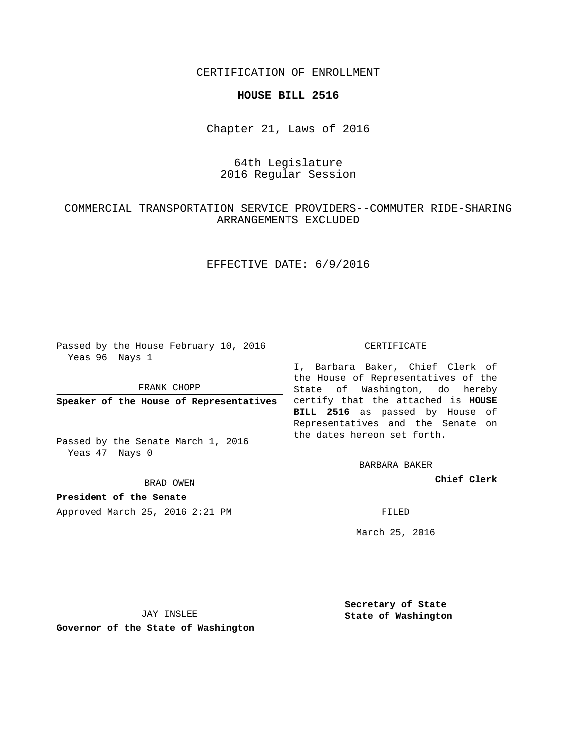CERTIFICATION OF ENROLLMENT

**HOUSE BILL 2516**

Chapter 21, Laws of 2016

64th Legislature
2016 Regular Session

COMMERCIAL TRANSPORTATION SERVICE PROVIDERS--COMMUTER RIDE-SHARING ARRANGEMENTS EXCLUDED

EFFECTIVE DATE: 6/9/2016

Passed by the House February 10, 2016
Yeas 96 Nays 1

FRANK CHOPP

**Speaker of the House of Representatives**

Passed by the Senate March 1, 2016
Yeas 47 Nays 0

BRAD OWEN

**President of the Senate**

Approved March 25, 2016 2:21 PM

JAY INSLEE

**Governor of the State of Washington**

CERTIFICATE

I, Barbara Baker, Chief Clerk of the House of Representatives of the State of Washington, do hereby certify that the attached is **HOUSE BILL 2516** as passed by House of Representatives and the Senate on the dates hereon set forth.

BARBARA BAKER

**Chief Clerk**

FILED

March 25, 2016

**Secretary of State**
**State of Washington**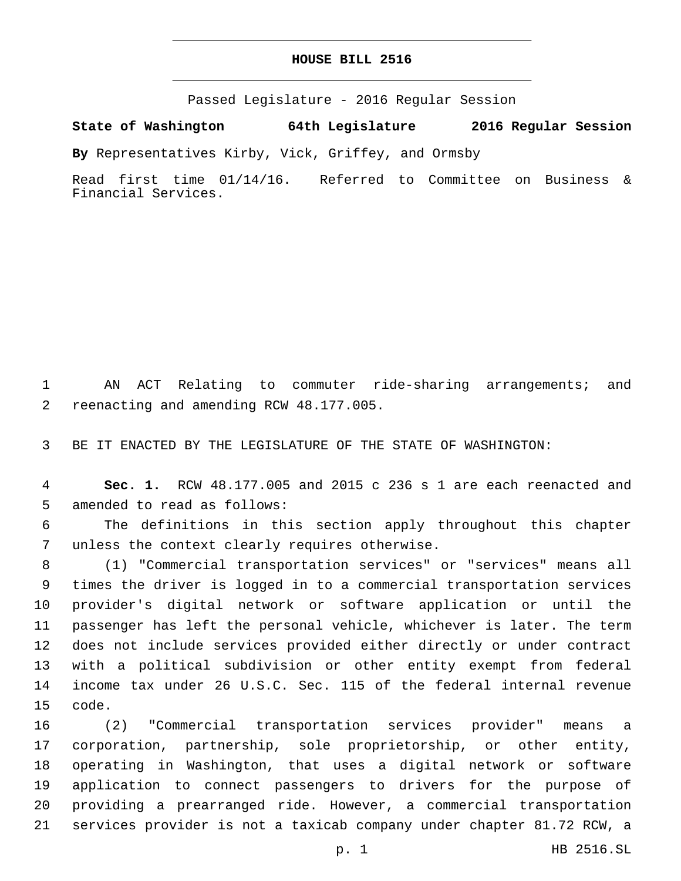# HOUSE BILL 2516

Passed Legislature - 2016 Regular Session

**State of Washington 64th Legislature 2016 Regular Session**

**By** Representatives Kirby, Vick, Griffey, and Ormsby

Read first time 01/14/16. Referred to Committee on Business & Financial Services.

AN ACT Relating to commuter ride-sharing arrangements; and reenacting and amending RCW 48.177.005.

BE IT ENACTED BY THE LEGISLATURE OF THE STATE OF WASHINGTON:

**Sec. 1.** RCW 48.177.005 and 2015 c 236 s 1 are each reenacted and amended to read as follows:

The definitions in this section apply throughout this chapter unless the context clearly requires otherwise.

(1) "Commercial transportation services" or "services" means all times the driver is logged in to a commercial transportation services provider's digital network or software application or until the passenger has left the personal vehicle, whichever is later. The term does not include services provided either directly or under contract with a political subdivision or other entity exempt from federal income tax under 26 U.S.C. Sec. 115 of the federal internal revenue code.

(2) "Commercial transportation services provider" means a corporation, partnership, sole proprietorship, or other entity, operating in Washington, that uses a digital network or software application to connect passengers to drivers for the purpose of providing a prearranged ride. However, a commercial transportation services provider is not a taxicab company under chapter 81.72 RCW, a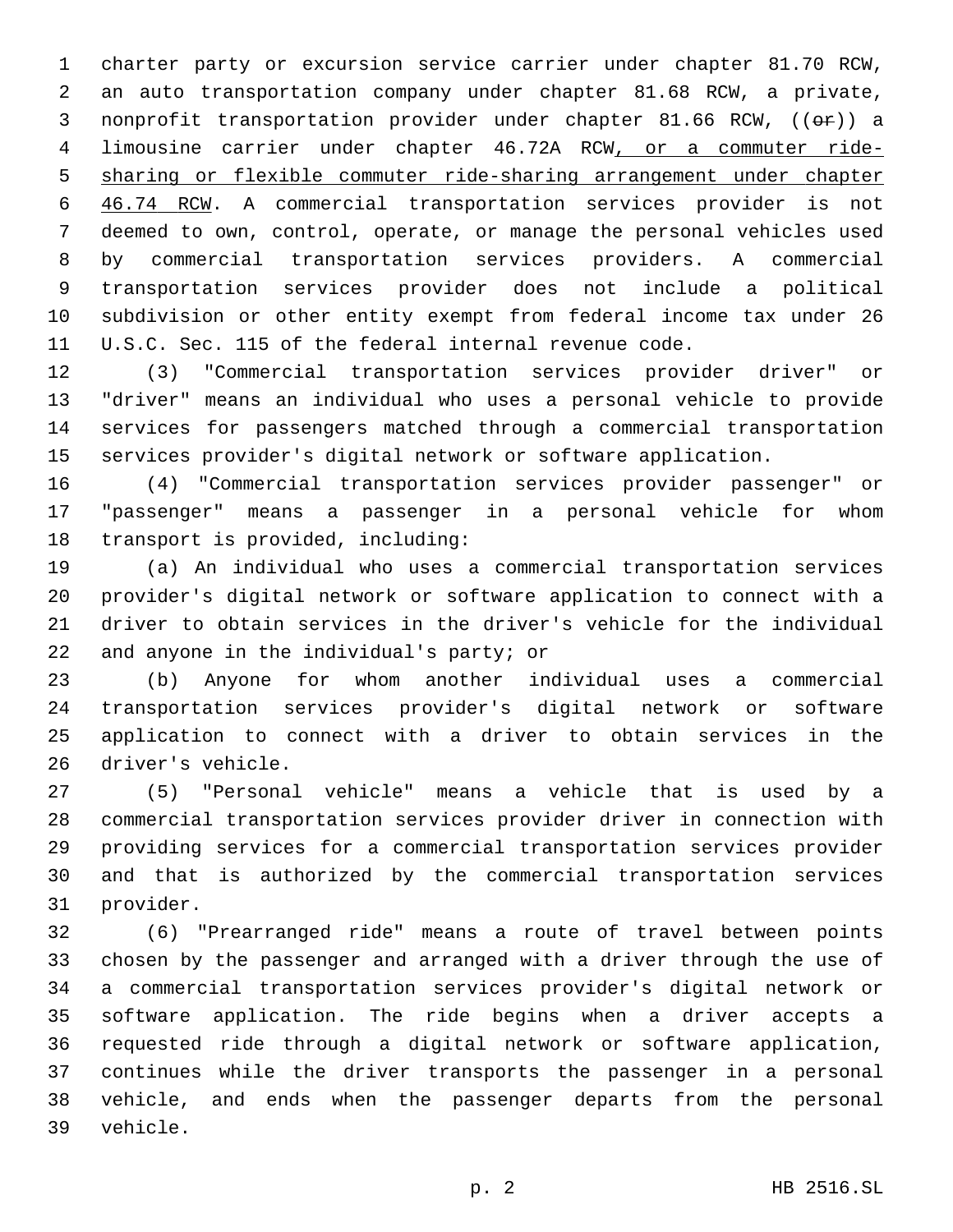charter party or excursion service carrier under chapter 81.70 RCW, an auto transportation company under chapter 81.68 RCW, a private, nonprofit transportation provider under chapter 81.66 RCW, ((~~or~~)) a limousine carrier under chapter 46.72A RCW<u>, or a commuter ride-sharing or flexible commuter ride-sharing arrangement under chapter 46.74 RCW</u>. A commercial transportation services provider is not deemed to own, control, operate, or manage the personal vehicles used by commercial transportation services providers. A commercial transportation services provider does not include a political subdivision or other entity exempt from federal income tax under 26 U.S.C. Sec. 115 of the federal internal revenue code.

(3) "Commercial transportation services provider driver" or "driver" means an individual who uses a personal vehicle to provide services for passengers matched through a commercial transportation services provider's digital network or software application.

(4) "Commercial transportation services provider passenger" or "passenger" means a passenger in a personal vehicle for whom transport is provided, including:

(a) An individual who uses a commercial transportation services provider's digital network or software application to connect with a driver to obtain services in the driver's vehicle for the individual and anyone in the individual's party; or

(b) Anyone for whom another individual uses a commercial transportation services provider's digital network or software application to connect with a driver to obtain services in the driver's vehicle.

(5) "Personal vehicle" means a vehicle that is used by a commercial transportation services provider driver in connection with providing services for a commercial transportation services provider and that is authorized by the commercial transportation services provider.

(6) "Prearranged ride" means a route of travel between points chosen by the passenger and arranged with a driver through the use of a commercial transportation services provider's digital network or software application. The ride begins when a driver accepts a requested ride through a digital network or software application, continues while the driver transports the passenger in a personal vehicle, and ends when the passenger departs from the personal vehicle.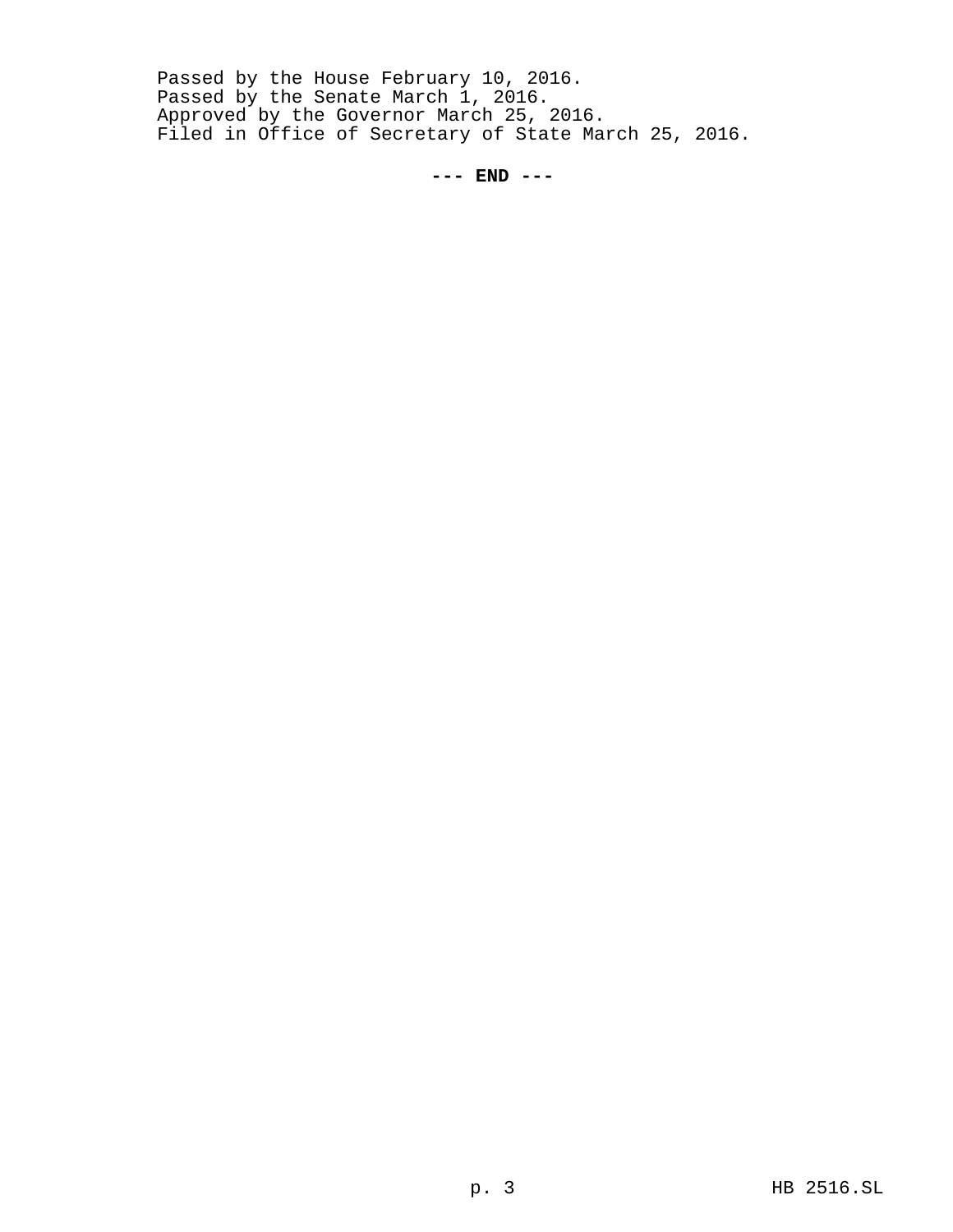Passed by the House February 10, 2016.
Passed by the Senate March 1, 2016.
Approved by the Governor March 25, 2016.
Filed in Office of Secretary of State March 25, 2016.

**--- END ---**